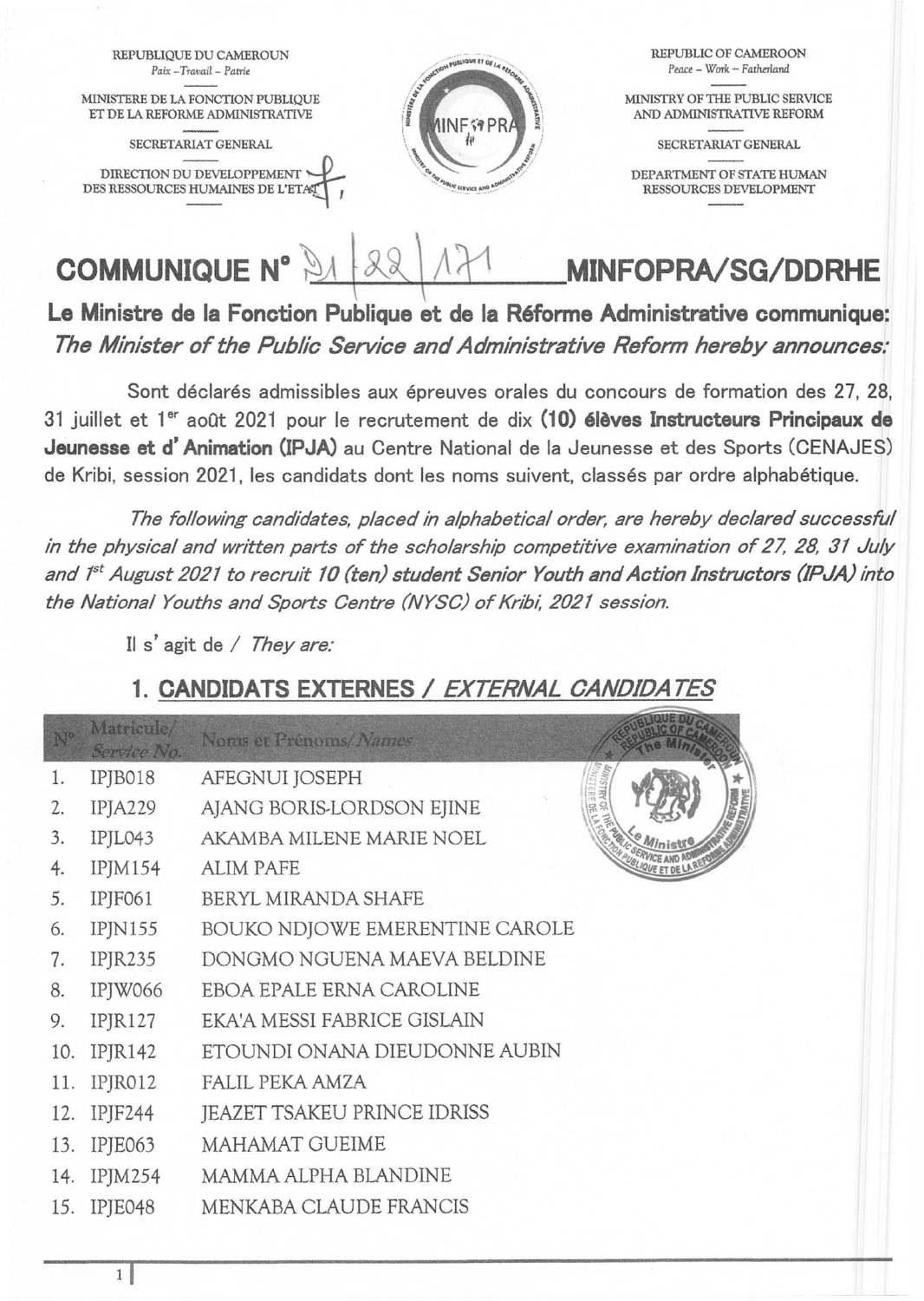REPUBLIQUE DU CAMEROUN
Paix - Travail - Patrie

MINISTERE DE LA FONCTION PUBLIQUE ET DE LA REFORME ADMINISTRATIVE

SECRETARIAT GENERAL

DIRECTION DU DEVELOPPEMENT DES RESSOURCES HUMAINES DE L'ETAT

REPUBLIC OF CAMEROON
Peace - Work - Fatherland

MINISTRY OF THE PUBLIC SERVICE AND ADMINISTRATIVE REFORM

SECRETARIAT GENERAL

DEPARTMENT OF STATE HUMAN RESSOURCES DEVELOPMENT

# COMMUNIQUE N° 21/22/171 MINFOPRA/SG/DDRHE

**Le Ministre de la Fonction Publique et de la Réforme Administrative communique:**
***The Minister of the Public Service and Administrative Reform hereby announces:***

Sont déclarés admissibles aux épreuves orales du concours de formation des 27, 28, 31 juillet et 1er août 2021 pour le recrutement de dix **(10) élèves Instructeurs Principaux de Jeunesse et d'Animation (IPJA)** au Centre National de la Jeunesse et des Sports (CENAJES) de Kribi, session 2021, les candidats dont les noms suivent, classés par ordre alphabétique.

*The following candidates, placed in alphabetical order, are hereby declared successful in the physical and written parts of the scholarship competitive examination of 27, 28, 31 July and 1st August 2021 to recruit 10 (ten) student Senior Youth and Action Instructors (IPJA) into the National Youths and Sports Centre (NYSC) of Kribi, 2021 session.*

Il s'agit de / *They are:*

## 1. CANDIDATS EXTERNES / *EXTERNAL CANDIDATES*

| N° | Matricule/ *Service No.* | Noms et Prénoms/ *Names* |
|---|---|---|
| 1. | IPJB018 | AFEGNUI JOSEPH |
| 2. | IPJA229 | AJANG BORIS-LORDSON EJINE |
| 3. | IPJL043 | AKAMBA MILENE MARIE NOEL |
| 4. | IPJM154 | ALIM PAFE |
| 5. | IPJF061 | BERYL MIRANDA SHAFE |
| 6. | IPJN155 | BOUKO NDJOWE EMERENTINE CAROLE |
| 7. | IPJR235 | DONGMO NGUENA MAEVA BELDINE |
| 8. | IPJW066 | EBOA EPALE ERNA CAROLINE |
| 9. | IPJR127 | EKA'A MESSI FABRICE GISLAIN |
| 10. | IPJR142 | ETOUNDI ONANA DIEUDONNE AUBIN |
| 11. | IPJR012 | FALIL PEKA AMZA |
| 12. | IPJF244 | JEAZET TSAKEU PRINCE IDRISS |
| 13. | IPJE063 | MAHAMAT GUEIME |
| 14. | IPJM254 | MAMMA ALPHA BLANDINE |
| 15. | IPJE048 | MENKABA CLAUDE FRANCIS |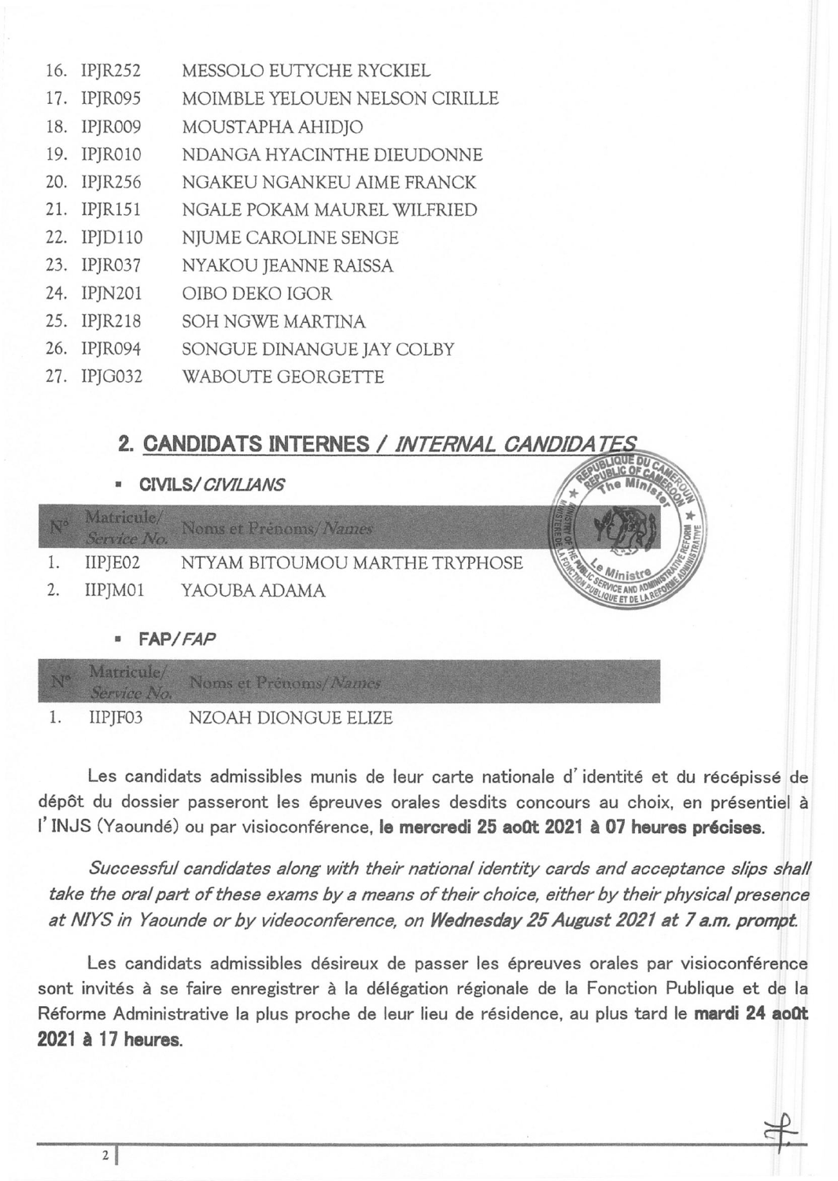| N° | Matricule/ *Service No.* | Noms et Prénoms/ *Names* |
|---|---|---|
| 16. | IPJR252 | MESSOLO EUTYCHE RYCKIEL |
| 17. | IPJR095 | MOIMBLE YELOUEN NELSON CIRILLE |
| 18. | IPJR009 | MOUSTAPHA AHIDJO |
| 19. | IPJR010 | NDANGA HYACINTHE DIEUDONNE |
| 20. | IPJR256 | NGAKEU NGANKEU AIME FRANCK |
| 21. | IPJR151 | NGALE POKAM MAUREL WILFRIED |
| 22. | IPJD110 | NJUME CAROLINE SENGE |
| 23. | IPJR037 | NYAKOU JEANNE RAISSA |
| 24. | IPJN201 | OIBO DEKO IGOR |
| 25. | IPJR218 | SOH NGWE MARTINA |
| 26. | IPJR094 | SONGUE DINANGUE JAY COLBY |
| 27. | IPJG032 | WABOUTE GEORGETTE |

## 2. CANDIDATS INTERNES / *INTERNAL CANDIDATES*

- **CIVILS/ *CIVILIANS***

| N° | Matricule/ *Service No.* | Noms et Prénoms/ *Names* |
|---|---|---|
| 1. | IIPJE02 | NTYAM BITOUMOU MARTHE TRYPHOSE |
| 2. | IIPJM01 | YAOUBA ADAMA |

- **FAP/ *FAP***

| N° | Matricule/ *Service No.* | Noms et Prénoms/ *Names* |
|---|---|---|
| 1. | IIPJF03 | NZOAH DIONGUE ELIZE |

Les candidats admissibles munis de leur carte nationale d'identité et du récépissé de dépôt du dossier passeront les épreuves orales desdits concours au choix, en présentiel à l'INJS (Yaoundé) ou par visioconférence, **le mercredi 25 août 2021 à 07 heures précises.**

*Successful candidates along with their national identity cards and acceptance slips shall take the oral part of these exams by a means of their choice, either by their physical presence at NIYS in Yaounde or by videoconference, on **Wednesday 25 August 2021 at 7 a.m. prompt.***

Les candidats admissibles désireux de passer les épreuves orales par visioconférence sont invités à se faire enregistrer à la délégation régionale de la Fonction Publique et de la Réforme Administrative la plus proche de leur lieu de résidence, au plus tard le **mardi 24 août 2021 à 17 heures.**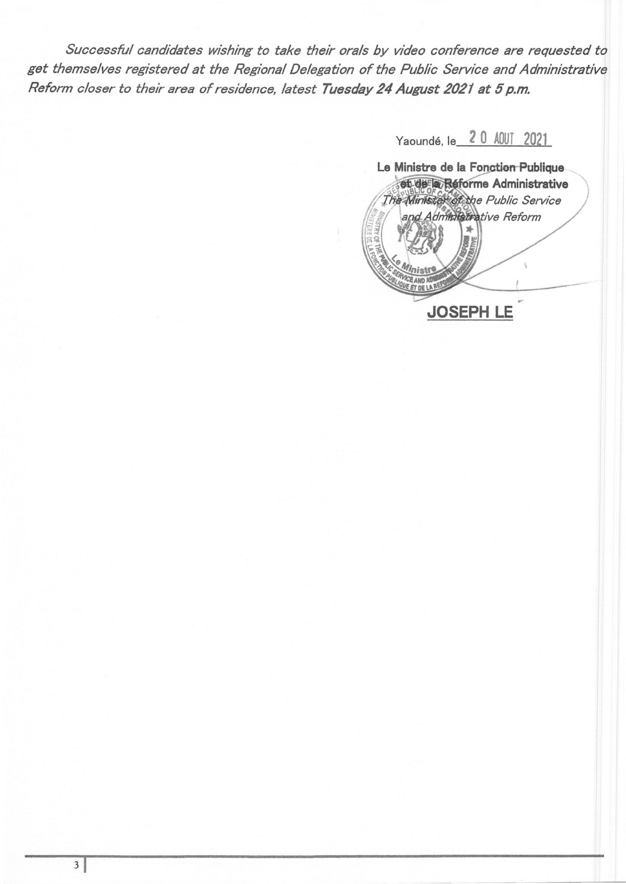*Successful candidates wishing to take their orals by video conference are requested to get themselves registered at the Regional Delegation of the Public Service and Administrative Reform closer to their area of residence, latest **Tuesday 24 August 2021 at 5 p.m.***

Yaoundé, le 20 AOUT 2021

**Le Ministre de la Fonction Publique et de la Réforme Administrative**

*The Minister of the Public Service and Administrative Reform*

**JOSEPH LE**